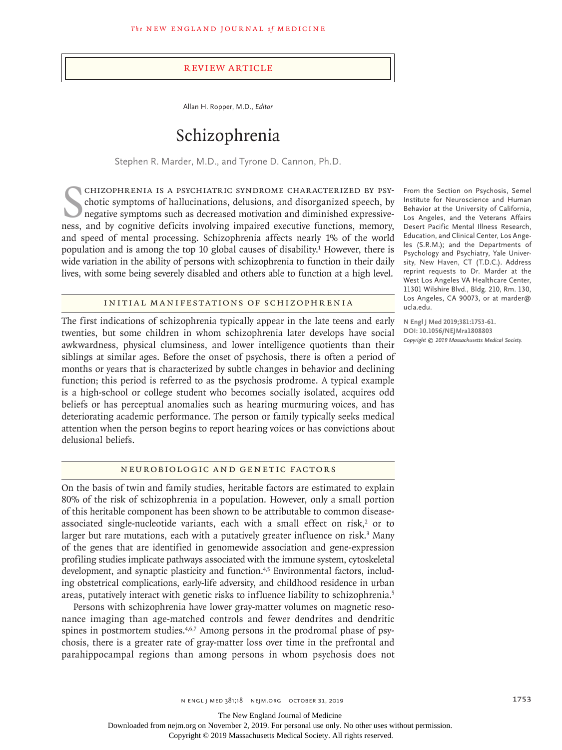Review Article

Allan H. Ropper, M.D., *Editor*

# Schizophrenia

Stephen R. Marder, M.D., and Tyrone D. Cannon, Ph.D.

From the Section on Psychosis, Semel Institute for Neuroscience and Human Behavior at the University of California, Los Angeles, and the Veterans Affairs Desert Pacific Mental Illness Research, Education, and Clinical Center, Los Angeles (S.R.M.); and the Departments of Psychology and Psychiatry, Yale University, New Haven, CT (T.D.C.). Address reprint requests to Dr. Marder at the West Los Angeles VA Healthcare Center, 11301 Wilshire Blvd., Bldg. 210, Rm. 130, Los Angeles, CA 90073, or at marder@ucla.edu.

**N Engl J Med 2019;381:1753-61.**
**DOI: 10.1056/NEJMra1808803**
*Copyright © 2019 Massachusetts Medical Society.*

Schizophrenia is a psychiatric syndrome characterized by psychotic symptoms of hallucinations, delusions, and disorganized speech, by negative symptoms such as decreased motivation and diminished expressiveness, and by cognitive deficits involving impaired executive functions, memory, and speed of mental processing. Schizophrenia affects nearly 1% of the world population and is among the top 10 global causes of disability.[1] However, there is wide variation in the ability of persons with schizophrenia to function in their daily lives, with some being severely disabled and others able to function at a high level.

## Initial Manifestations of Schizophrenia

The first indications of schizophrenia typically appear in the late teens and early twenties, but some children in whom schizophrenia later develops have social awkwardness, physical clumsiness, and lower intelligence quotients than their siblings at similar ages. Before the onset of psychosis, there is often a period of months or years that is characterized by subtle changes in behavior and declining function; this period is referred to as the psychosis prodrome. A typical example is a high-school or college student who becomes socially isolated, acquires odd beliefs or has perceptual anomalies such as hearing murmuring voices, and has deteriorating academic performance. The person or family typically seeks medical attention when the person begins to report hearing voices or has convictions about delusional beliefs.

## Neurobiologic and Genetic Factors

On the basis of twin and family studies, heritable factors are estimated to explain 80% of the risk of schizophrenia in a population. However, only a small portion of this heritable component has been shown to be attributable to common disease-associated single-nucleotide variants, each with a small effect on risk,[2] or to larger but rare mutations, each with a putatively greater influence on risk.[3] Many of the genes that are identified in genomewide association and gene-expression profiling studies implicate pathways associated with the immune system, cytoskeletal development, and synaptic plasticity and function.[4,5] Environmental factors, including obstetrical complications, early-life adversity, and childhood residence in urban areas, putatively interact with genetic risks to influence liability to schizophrenia.[5]

Persons with schizophrenia have lower gray-matter volumes on magnetic resonance imaging than age-matched controls and fewer dendrites and dendritic spines in postmortem studies.[4,6,7] Among persons in the prodromal phase of psychosis, there is a greater rate of gray-matter loss over time in the prefrontal and parahippocampal regions than among persons in whom psychosis does not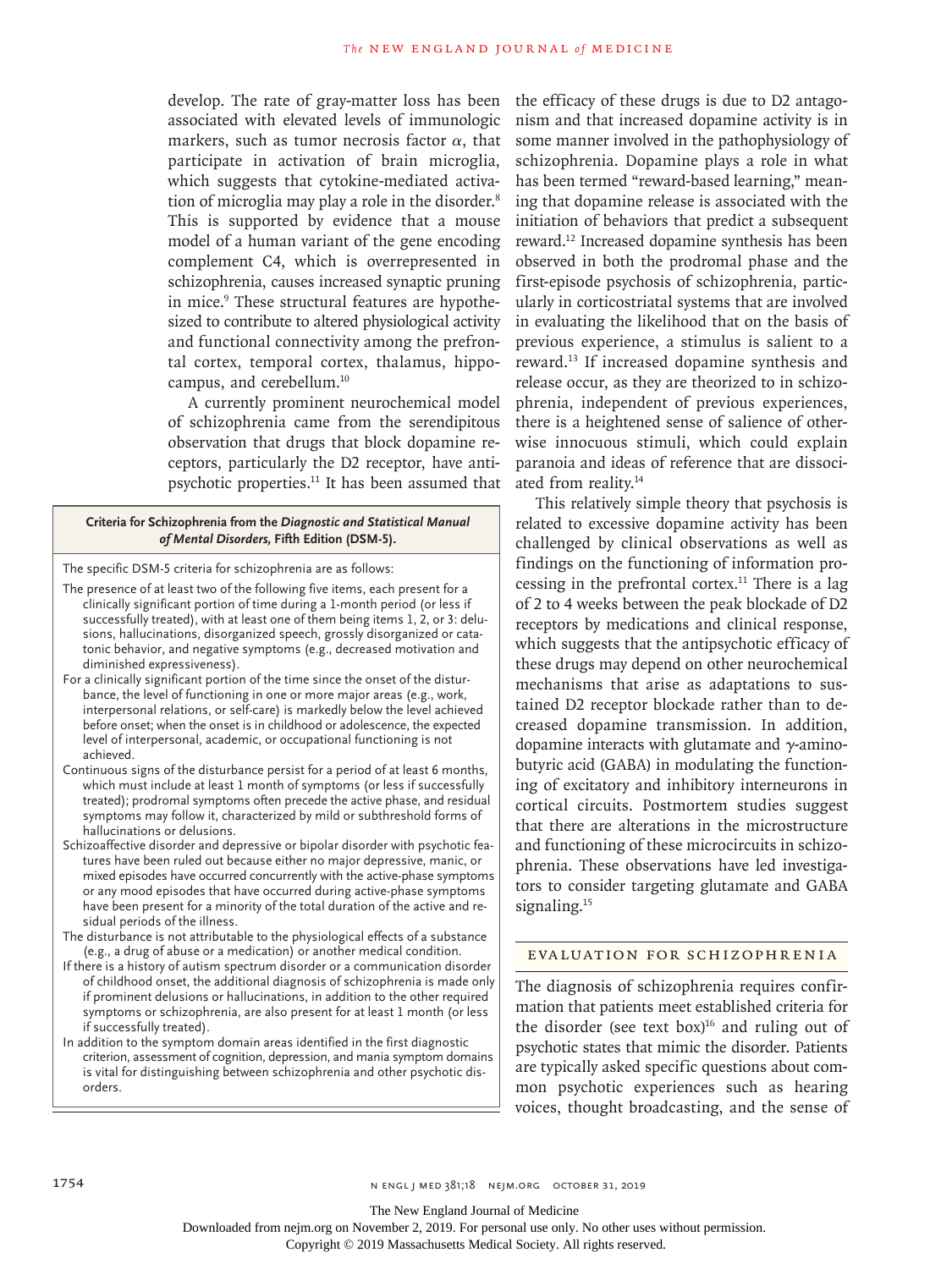develop. The rate of gray-matter loss has been associated with elevated levels of immunologic markers, such as tumor necrosis factor $\alpha$, that participate in activation of brain microglia, which suggests that cytokine-mediated activation of microglia may play a role in the disorder.[8] This is supported by evidence that a mouse model of a human variant of the gene encoding complement C4, which is overrepresented in schizophrenia, causes increased synaptic pruning in mice.[9] These structural features are hypothesized to contribute to altered physiological activity and functional connectivity among the prefrontal cortex, temporal cortex, thalamus, hippocampus, and cerebellum.[10]

A currently prominent neurochemical model of schizophrenia came from the serendipitous observation that drugs that block dopamine receptors, particularly the D2 receptor, have antipsychotic properties.[11] It has been assumed that the efficacy of these drugs is due to D2 antagonism and that increased dopamine activity is in some manner involved in the pathophysiology of schizophrenia. Dopamine plays a role in what has been termed "reward-based learning," meaning that dopamine release is associated with the initiation of behaviors that predict a subsequent reward.[12] Increased dopamine synthesis has been observed in both the prodromal phase and the first-episode psychosis of schizophrenia, particularly in corticostriatal systems that are involved in evaluating the likelihood that on the basis of previous experience, a stimulus is salient to a reward.[13] If increased dopamine synthesis and release occur, as they are theorized to in schizophrenia, independent of previous experiences, there is a heightened sense of salience of otherwise innocuous stimuli, which could explain paranoia and ideas of reference that are dissociated from reality.[14]

This relatively simple theory that psychosis is related to excessive dopamine activity has been challenged by clinical observations as well as findings on the functioning of information processing in the prefrontal cortex.[11] There is a lag of 2 to 4 weeks between the peak blockade of D2 receptors by medications and clinical response, which suggests that the antipsychotic efficacy of these drugs may depend on other neurochemical mechanisms that arise as adaptations to sustained D2 receptor blockade rather than to decreased dopamine transmission. In addition, dopamine interacts with glutamate and $\gamma$-aminobutyric acid (GABA) in modulating the functioning of excitatory and inhibitory interneurons in cortical circuits. Postmortem studies suggest that there are alterations in the microstructure and functioning of these microcircuits in schizophrenia. These observations have led investigators to consider targeting glutamate and GABA signaling.[15]

**Criteria for Schizophrenia from the *Diagnostic and Statistical Manual of Mental Disorders*, Fifth Edition (DSM-5).**

The specific DSM-5 criteria for schizophrenia are as follows:

- The presence of at least two of the following five items, each present for a clinically significant portion of time during a 1-month period (or less if successfully treated), with at least one of them being items 1, 2, or 3: delusions, hallucinations, disorganized speech, grossly disorganized or catatonic behavior, and negative symptoms (e.g., decreased motivation and diminished expressiveness).
- For a clinically significant portion of the time since the onset of the disturbance, the level of functioning in one or more major areas (e.g., work, interpersonal relations, or self-care) is markedly below the level achieved before onset; when the onset is in childhood or adolescence, the expected level of interpersonal, academic, or occupational functioning is not achieved.
- Continuous signs of the disturbance persist for a period of at least 6 months, which must include at least 1 month of symptoms (or less if successfully treated); prodromal symptoms often precede the active phase, and residual symptoms may follow it, characterized by mild or subthreshold forms of hallucinations or delusions.
- Schizoaffective disorder and depressive or bipolar disorder with psychotic features have been ruled out because either no major depressive, manic, or mixed episodes have occurred concurrently with the active-phase symptoms or any mood episodes that have occurred during active-phase symptoms have been present for a minority of the total duration of the active and residual periods of the illness.
- The disturbance is not attributable to the physiological effects of a substance (e.g., a drug of abuse or a medication) or another medical condition.
- If there is a history of autism spectrum disorder or a communication disorder of childhood onset, the additional diagnosis of schizophrenia is made only if prominent delusions or hallucinations, in addition to the other required symptoms or schizophrenia, are also present for at least 1 month (or less if successfully treated).
- In addition to the symptom domain areas identified in the first diagnostic criterion, assessment of cognition, depression, and mania symptom domains is vital for distinguishing between schizophrenia and other psychotic disorders.

## EVALUATION FOR SCHIZOPHRENIA

The diagnosis of schizophrenia requires confirmation that patients meet established criteria for the disorder (see text box)[16] and ruling out of psychotic states that mimic the disorder. Patients are typically asked specific questions about common psychotic experiences such as hearing voices, thought broadcasting, and the sense of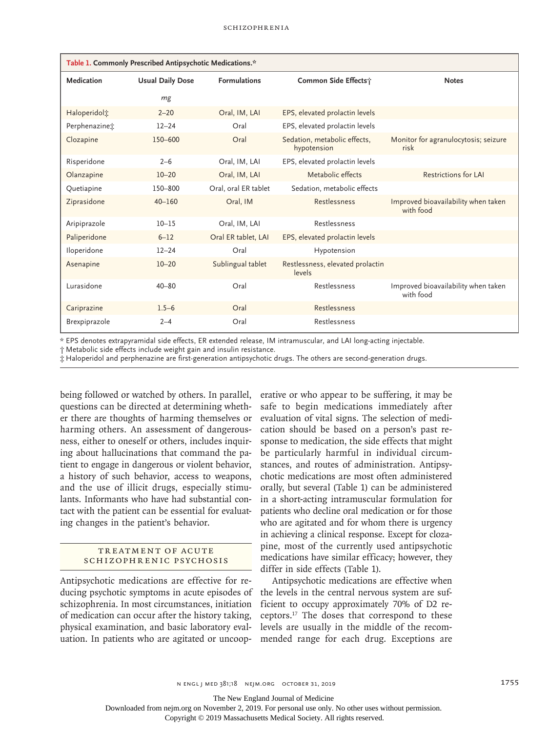**Table 1. Commonly Prescribed Antipsychotic Medications.***

| Medication | Usual Daily Dose | Formulations | Common Side Effects† | Notes |
|---|---|---|---|---|
| | *mg* | | | |
| Haloperidol‡ | 2–20 | Oral, IM, LAI | EPS, elevated prolactin levels | |
| Perphenazine‡ | 12–24 | Oral | EPS, elevated prolactin levels | |
| Clozapine | 150–600 | Oral | Sedation, metabolic effects, hypotension | Monitor for agranulocytosis; seizure risk |
| Risperidone | 2–6 | Oral, IM, LAI | EPS, elevated prolactin levels | |
| Olanzapine | 10–20 | Oral, IM, LAI | Metabolic effects | Restrictions for LAI |
| Quetiapine | 150–800 | Oral, oral ER tablet | Sedation, metabolic effects | |
| Ziprasidone | 40–160 | Oral, IM | Restlessness | Improved bioavailability when taken with food |
| Aripiprazole | 10–15 | Oral, IM, LAI | Restlessness | |
| Paliperidone | 6–12 | Oral ER tablet, LAI | EPS, elevated prolactin levels | |
| Iloperidone | 12–24 | Oral | Hypotension | |
| Asenapine | 10–20 | Sublingual tablet | Restlessness, elevated prolactin levels | |
| Lurasidone | 40–80 | Oral | Restlessness | Improved bioavailability when taken with food |
| Cariprazine | 1.5–6 | Oral | Restlessness | |
| Brexpiprazole | 2–4 | Oral | Restlessness | |

\* EPS denotes extrapyramidal side effects, ER extended release, IM intramuscular, and LAI long-acting injectable.
† Metabolic side effects include weight gain and insulin resistance.
‡ Haloperidol and perphenazine are first-generation antipsychotic drugs. The others are second-generation drugs.

being followed or watched by others. In parallel, questions can be directed at determining whether there are thoughts of harming themselves or harming others. An assessment of dangerousness, either to oneself or others, includes inquiring about hallucinations that command the patient to engage in dangerous or violent behavior, a history of such behavior, access to weapons, and the use of illicit drugs, especially stimulants. Informants who have had substantial contact with the patient can be essential for evaluating changes in the patient's behavior.

## Treatment of Acute Schizophrenic Psychosis

Antipsychotic medications are effective for reducing psychotic symptoms in acute episodes of schizophrenia. In most circumstances, initiation of medication can occur after the history taking, physical examination, and basic laboratory evaluation. In patients who are agitated or uncooperative or who appear to be suffering, it may be safe to begin medications immediately after evaluation of vital signs. The selection of medication should be based on a person's past response to medication, the side effects that might be particularly harmful in individual circumstances, and routes of administration. Antipsychotic medications are most often administered orally, but several (Table 1) can be administered in a short-acting intramuscular formulation for patients who decline oral medication or for those who are agitated and for whom there is urgency in achieving a clinical response. Except for clozapine, most of the currently used antipsychotic medications have similar efficacy; however, they differ in side effects (Table 1).

Antipsychotic medications are effective when the levels in the central nervous system are sufficient to occupy approximately 70% of D2 receptors.[17] The doses that correspond to these levels are usually in the middle of the recommended range for each drug. Exceptions are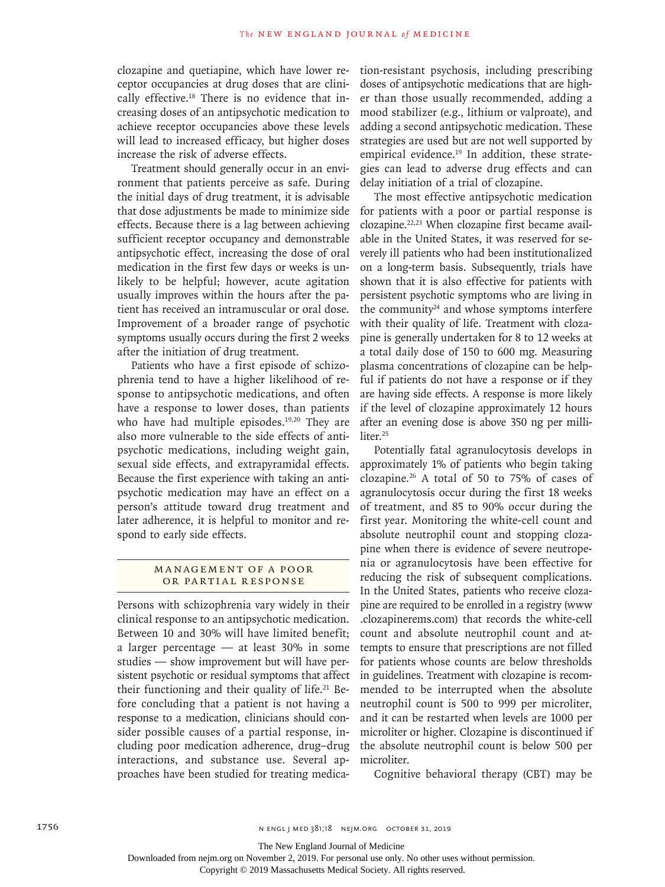clozapine and quetiapine, which have lower receptor occupancies at drug doses that are clinically effective.[18] There is no evidence that increasing doses of an antipsychotic medication to achieve receptor occupancies above these levels will lead to increased efficacy, but higher doses increase the risk of adverse effects.

Treatment should generally occur in an environment that patients perceive as safe. During the initial days of drug treatment, it is advisable that dose adjustments be made to minimize side effects. Because there is a lag between achieving sufficient receptor occupancy and demonstrable antipsychotic effect, increasing the dose of oral medication in the first few days or weeks is unlikely to be helpful; however, acute agitation usually improves within the hours after the patient has received an intramuscular or oral dose. Improvement of a broader range of psychotic symptoms usually occurs during the first 2 weeks after the initiation of drug treatment.

Patients who have a first episode of schizophrenia tend to have a higher likelihood of response to antipsychotic medications, and often have a response to lower doses, than patients who have had multiple episodes.[19,20] They are also more vulnerable to the side effects of antipsychotic medications, including weight gain, sexual side effects, and extrapyramidal effects. Because the first experience with taking an antipsychotic medication may have an effect on a person's attitude toward drug treatment and later adherence, it is helpful to monitor and respond to early side effects.

## Management of a Poor or Partial Response

Persons with schizophrenia vary widely in their clinical response to an antipsychotic medication. Between 10 and 30% will have limited benefit; a larger percentage — at least 30% in some studies — show improvement but will have persistent psychotic or residual symptoms that affect their functioning and their quality of life.[21] Before concluding that a patient is not having a response to a medication, clinicians should consider possible causes of a partial response, including poor medication adherence, drug–drug interactions, and substance use. Several approaches have been studied for treating medication-resistant psychosis, including prescribing doses of antipsychotic medications that are higher than those usually recommended, adding a mood stabilizer (e.g., lithium or valproate), and adding a second antipsychotic medication. These strategies are used but are not well supported by empirical evidence.[19] In addition, these strategies can lead to adverse drug effects and can delay initiation of a trial of clozapine.

The most effective antipsychotic medication for patients with a poor or partial response is clozapine.[22,23] When clozapine first became available in the United States, it was reserved for severely ill patients who had been institutionalized on a long-term basis. Subsequently, trials have shown that it is also effective for patients with persistent psychotic symptoms who are living in the community[24] and whose symptoms interfere with their quality of life. Treatment with clozapine is generally undertaken for 8 to 12 weeks at a total daily dose of 150 to 600 mg. Measuring plasma concentrations of clozapine can be helpful if patients do not have a response or if they are having side effects. A response is more likely if the level of clozapine approximately 12 hours after an evening dose is above 350 ng per milliliter.[25]

Potentially fatal agranulocytosis develops in approximately 1% of patients who begin taking clozapine.[26] A total of 50 to 75% of cases of agranulocytosis occur during the first 18 weeks of treatment, and 85 to 90% occur during the first year. Monitoring the white-cell count and absolute neutrophil count and stopping clozapine when there is evidence of severe neutropenia or agranulocytosis have been effective for reducing the risk of subsequent complications. In the United States, patients who receive clozapine are required to be enrolled in a registry (www.clozapinerems.com) that records the white-cell count and absolute neutrophil count and attempts to ensure that prescriptions are not filled for patients whose counts are below thresholds in guidelines. Treatment with clozapine is recommended to be interrupted when the absolute neutrophil count is 500 to 999 per microliter, and it can be restarted when levels are 1000 per microliter or higher. Clozapine is discontinued if the absolute neutrophil count is below 500 per microliter.

Cognitive behavioral therapy (CBT) may be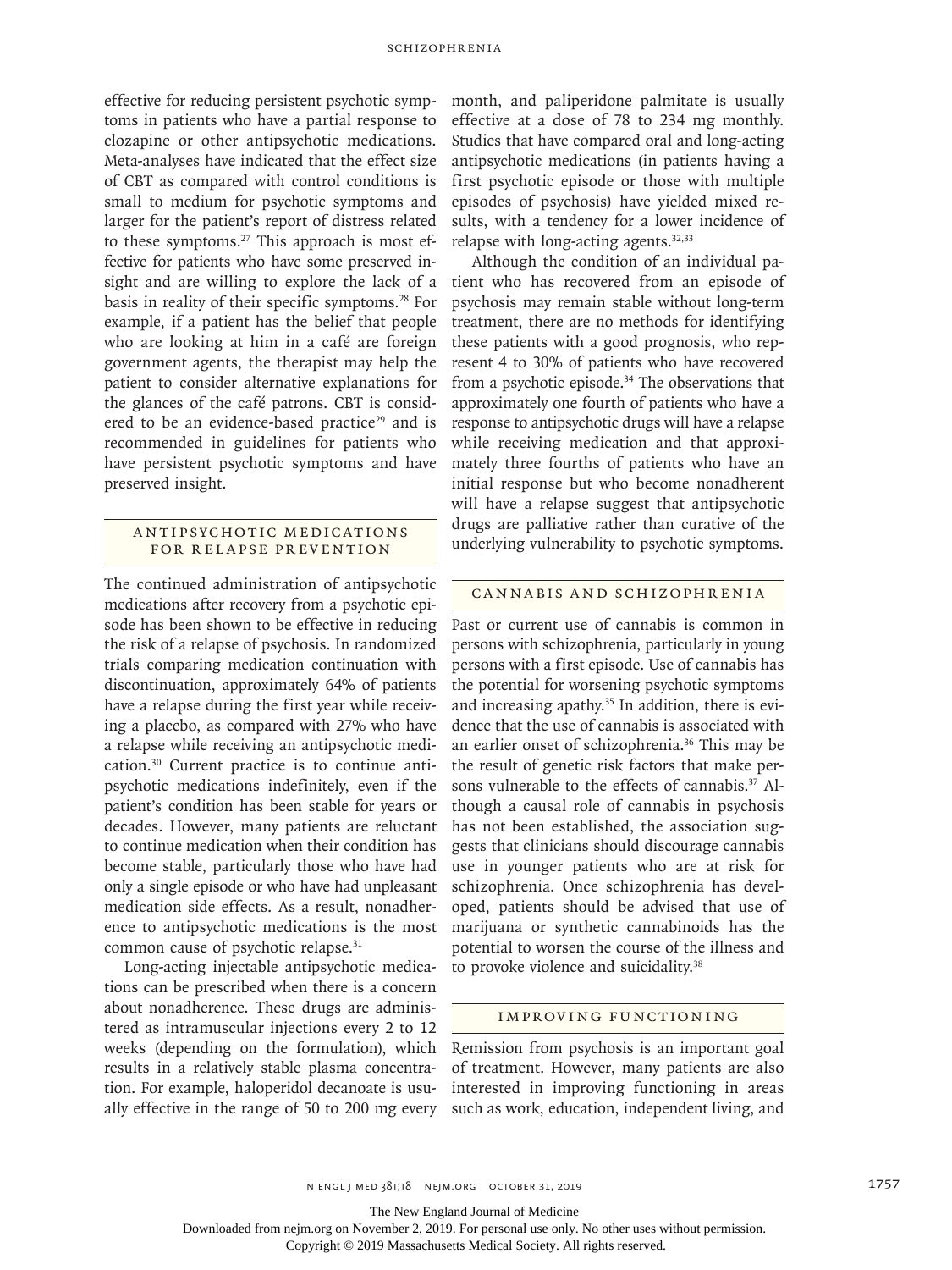effective for reducing persistent psychotic symptoms in patients who have a partial response to clozapine or other antipsychotic medications. Meta-analyses have indicated that the effect size of CBT as compared with control conditions is small to medium for psychotic symptoms and larger for the patient's report of distress related to these symptoms.[27] This approach is most effective for patients who have some preserved insight and are willing to explore the lack of a basis in reality of their specific symptoms.[28] For example, if a patient has the belief that people who are looking at him in a café are foreign government agents, the therapist may help the patient to consider alternative explanations for the glances of the café patrons. CBT is considered to be an evidence-based practice[29] and is recommended in guidelines for patients who have persistent psychotic symptoms and have preserved insight.

## Antipsychotic Medications for Relapse Prevention

The continued administration of antipsychotic medications after recovery from a psychotic episode has been shown to be effective in reducing the risk of a relapse of psychosis. In randomized trials comparing medication continuation with discontinuation, approximately 64% of patients have a relapse during the first year while receiving a placebo, as compared with 27% who have a relapse while receiving an antipsychotic medication.[30] Current practice is to continue antipsychotic medications indefinitely, even if the patient's condition has been stable for years or decades. However, many patients are reluctant to continue medication when their condition has become stable, particularly those who have had only a single episode or who have had unpleasant medication side effects. As a result, nonadherence to antipsychotic medications is the most common cause of psychotic relapse.[31]

Long-acting injectable antipsychotic medications can be prescribed when there is a concern about nonadherence. These drugs are administered as intramuscular injections every 2 to 12 weeks (depending on the formulation), which results in a relatively stable plasma concentration. For example, haloperidol decanoate is usually effective in the range of 50 to 200 mg every month, and paliperidone palmitate is usually effective at a dose of 78 to 234 mg monthly. Studies that have compared oral and long-acting antipsychotic medications (in patients having a first psychotic episode or those with multiple episodes of psychosis) have yielded mixed results, with a tendency for a lower incidence of relapse with long-acting agents.[32,33]

Although the condition of an individual patient who has recovered from an episode of psychosis may remain stable without long-term treatment, there are no methods for identifying these patients with a good prognosis, who represent 4 to 30% of patients who have recovered from a psychotic episode.[34] The observations that approximately one fourth of patients who have a response to antipsychotic drugs will have a relapse while receiving medication and that approximately three fourths of patients who have an initial response but who become nonadherent will have a relapse suggest that antipsychotic drugs are palliative rather than curative of the underlying vulnerability to psychotic symptoms.

## Cannabis and Schizophrenia

Past or current use of cannabis is common in persons with schizophrenia, particularly in young persons with a first episode. Use of cannabis has the potential for worsening psychotic symptoms and increasing apathy.[35] In addition, there is evidence that the use of cannabis is associated with an earlier onset of schizophrenia.[36] This may be the result of genetic risk factors that make persons vulnerable to the effects of cannabis.[37] Although a causal role of cannabis in psychosis has not been established, the association suggests that clinicians should discourage cannabis use in younger patients who are at risk for schizophrenia. Once schizophrenia has developed, patients should be advised that use of marijuana or synthetic cannabinoids has the potential to worsen the course of the illness and to provoke violence and suicidality.[38]

## Improving Functioning

Remission from psychosis is an important goal of treatment. However, many patients are also interested in improving functioning in areas such as work, education, independent living, and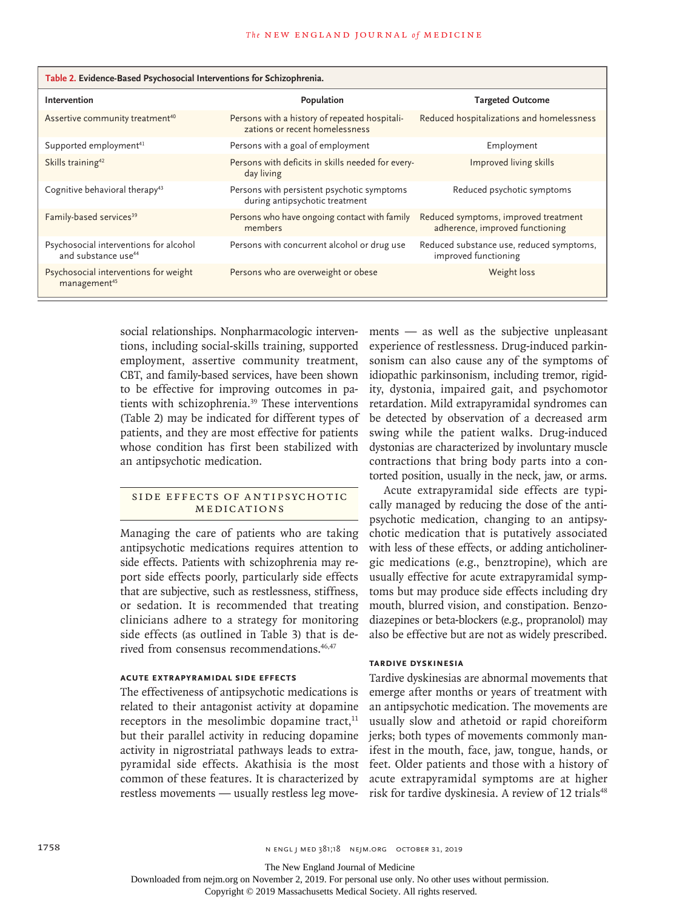**Table 2. Evidence-Based Psychosocial Interventions for Schizophrenia.**

| Intervention | Population | Targeted Outcome |
|---|---|---|
| Assertive community treatment[40] | Persons with a history of repeated hospitalizations or recent homelessness | Reduced hospitalizations and homelessness |
| Supported employment[41] | Persons with a goal of employment | Employment |
| Skills training[42] | Persons with deficits in skills needed for everyday living | Improved living skills |
| Cognitive behavioral therapy[43] | Persons with persistent psychotic symptoms during antipsychotic treatment | Reduced psychotic symptoms |
| Family-based services[39] | Persons who have ongoing contact with family members | Reduced symptoms, improved treatment adherence, improved functioning |
| Psychosocial interventions for alcohol and substance use[44] | Persons with concurrent alcohol or drug use | Reduced substance use, reduced symptoms, improved functioning |
| Psychosocial interventions for weight management[45] | Persons who are overweight or obese | Weight loss |

social relationships. Nonpharmacologic interventions, including social-skills training, supported employment, assertive community treatment, CBT, and family-based services, have been shown to be effective for improving outcomes in patients with schizophrenia.[39] These interventions (Table 2) may be indicated for different types of patients, and they are most effective for patients whose condition has first been stabilized with an antipsychotic medication.

## Side Effects of Antipsychotic Medications

Managing the care of patients who are taking antipsychotic medications requires attention to side effects. Patients with schizophrenia may report side effects poorly, particularly side effects that are subjective, such as restlessness, stiffness, or sedation. It is recommended that treating clinicians adhere to a strategy for monitoring side effects (as outlined in Table 3) that is derived from consensus recommendations.[46,47]

### Acute Extrapyramidal Side Effects

The effectiveness of antipsychotic medications is related to their antagonist activity at dopamine receptors in the mesolimbic dopamine tract,[11] but their parallel activity in reducing dopamine activity in nigrostriatal pathways leads to extrapyramidal side effects. Akathisia is the most common of these features. It is characterized by restless movements — usually restless leg movements — as well as the subjective unpleasant experience of restlessness. Drug-induced parkinsonism can also cause any of the symptoms of idiopathic parkinsonism, including tremor, rigidity, dystonia, impaired gait, and psychomotor retardation. Mild extrapyramidal syndromes can be detected by observation of a decreased arm swing while the patient walks. Drug-induced dystonias are characterized by involuntary muscle contractions that bring body parts into a contorted position, usually in the neck, jaw, or arms.

Acute extrapyramidal side effects are typically managed by reducing the dose of the antipsychotic medication, changing to an antipsychotic medication that is putatively associated with less of these effects, or adding anticholinergic medications (e.g., benztropine), which are usually effective for acute extrapyramidal symptoms but may produce side effects including dry mouth, blurred vision, and constipation. Benzodiazepines or beta-blockers (e.g., propranolol) may also be effective but are not as widely prescribed.

### Tardive Dyskinesia

Tardive dyskinesias are abnormal movements that emerge after months or years of treatment with an antipsychotic medication. The movements are usually slow and athetoid or rapid choreiform jerks; both types of movements commonly manifest in the mouth, face, jaw, tongue, hands, or feet. Older patients and those with a history of acute extrapyramidal symptoms are at higher risk for tardive dyskinesia. A review of 12 trials[48]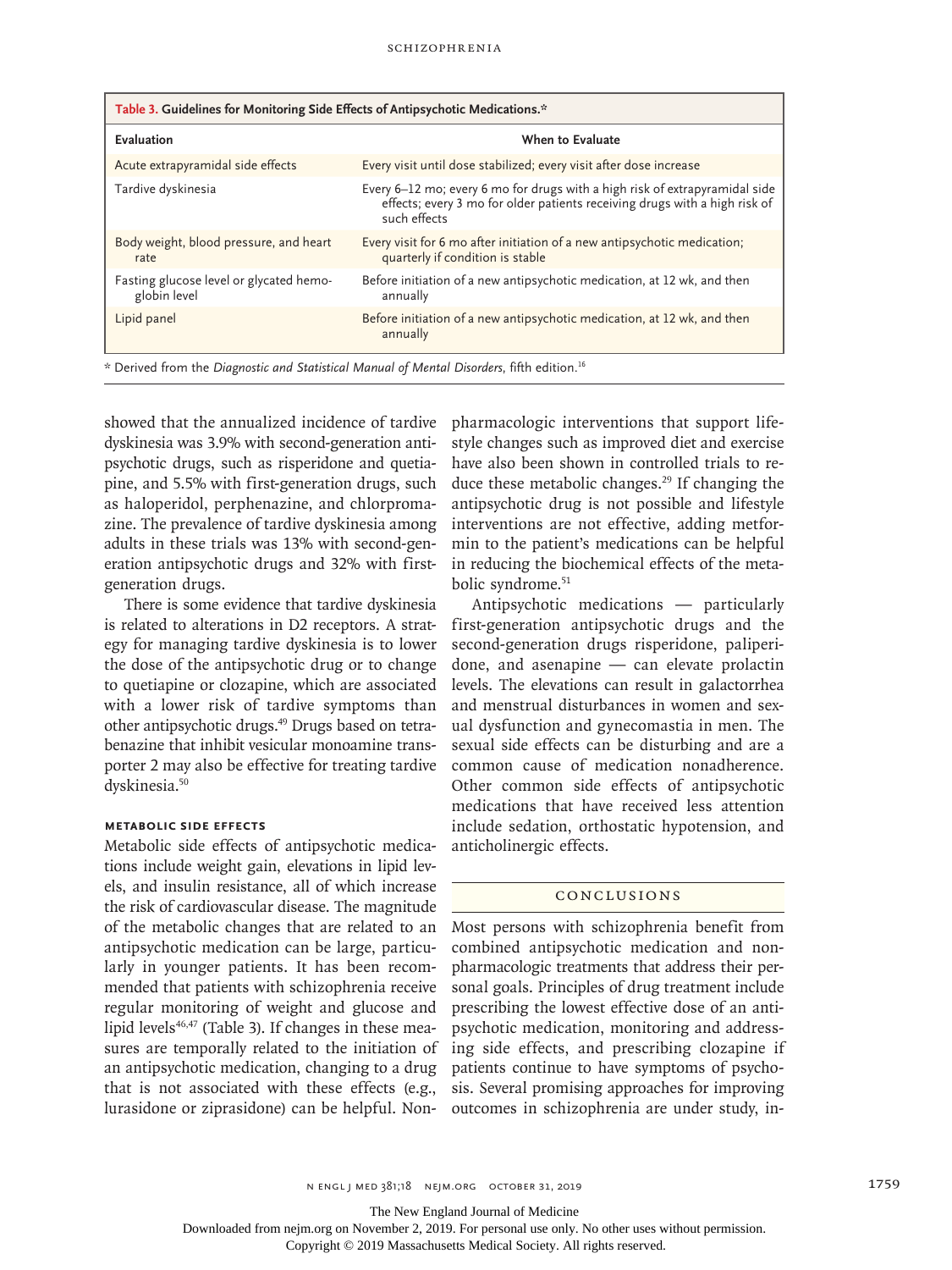**Table 3. Guidelines for Monitoring Side Effects of Antipsychotic Medications.***

| Evaluation | When to Evaluate |
| --- | --- |
| Acute extrapyramidal side effects | Every visit until dose stabilized; every visit after dose increase |
| Tardive dyskinesia | Every 6–12 mo; every 6 mo for drugs with a high risk of extrapyramidal side effects; every 3 mo for older patients receiving drugs with a high risk of such effects |
| Body weight, blood pressure, and heart rate | Every visit for 6 mo after initiation of a new antipsychotic medication; quarterly if condition is stable |
| Fasting glucose level or glycated hemoglobin level | Before initiation of a new antipsychotic medication, at 12 wk, and then annually |
| Lipid panel | Before initiation of a new antipsychotic medication, at 12 wk, and then annually |

\* Derived from the *Diagnostic and Statistical Manual of Mental Disorders*, fifth edition.[16]

showed that the annualized incidence of tardive dyskinesia was 3.9% with second-generation antipsychotic drugs, such as risperidone and quetiapine, and 5.5% with first-generation drugs, such as haloperidol, perphenazine, and chlorpromazine. The prevalence of tardive dyskinesia among adults in these trials was 13% with second-generation antipsychotic drugs and 32% with first-generation drugs.

There is some evidence that tardive dyskinesia is related to alterations in D2 receptors. A strategy for managing tardive dyskinesia is to lower the dose of the antipsychotic drug or to change to quetiapine or clozapine, which are associated with a lower risk of tardive symptoms than other antipsychotic drugs.[49] Drugs based on tetrabenazine that inhibit vesicular monoamine transporter 2 may also be effective for treating tardive dyskinesia.[50]

### Metabolic Side Effects

Metabolic side effects of antipsychotic medications include weight gain, elevations in lipid levels, and insulin resistance, all of which increase the risk of cardiovascular disease. The magnitude of the metabolic changes that are related to an antipsychotic medication can be large, particularly in younger patients. It has been recommended that patients with schizophrenia receive regular monitoring of weight and glucose and lipid levels[46,47] (Table 3). If changes in these measures are temporally related to the initiation of an antipsychotic medication, changing to a drug that is not associated with these effects (e.g., lurasidone or ziprasidone) can be helpful. Nonpharmacologic interventions that support lifestyle changes such as improved diet and exercise have also been shown in controlled trials to reduce these metabolic changes.[29] If changing the antipsychotic drug is not possible and lifestyle interventions are not effective, adding metformin to the patient's medications can be helpful in reducing the biochemical effects of the metabolic syndrome.[51]

Antipsychotic medications — particularly first-generation antipsychotic drugs and the second-generation drugs risperidone, paliperidone, and asenapine — can elevate prolactin levels. The elevations can result in galactorrhea and menstrual disturbances in women and sexual dysfunction and gynecomastia in men. The sexual side effects can be disturbing and are a common cause of medication nonadherence. Other common side effects of antipsychotic medications that have received less attention include sedation, orthostatic hypotension, and anticholinergic effects.

## Conclusions

Most persons with schizophrenia benefit from combined antipsychotic medication and nonpharmacologic treatments that address their personal goals. Principles of drug treatment include prescribing the lowest effective dose of an antipsychotic medication, monitoring and addressing side effects, and prescribing clozapine if patients continue to have symptoms of psychosis. Several promising approaches for improving outcomes in schizophrenia are under study, in-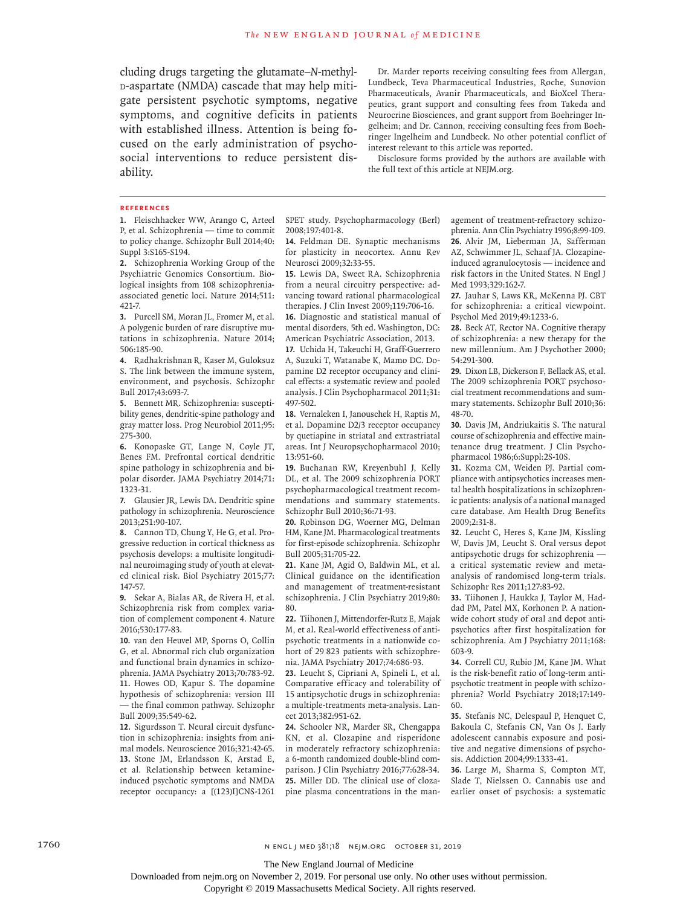cluding drugs targeting the glutamate–*N*-methyl-D-aspartate (NMDA) cascade that may help mitigate persistent psychotic symptoms, negative symptoms, and cognitive deficits in patients with established illness. Attention is being focused on the early administration of psychosocial interventions to reduce persistent disability.

Dr. Marder reports receiving consulting fees from Allergan, Lundbeck, Teva Pharmaceutical Industries, Roche, Sunovion Pharmaceuticals, Avanir Pharmaceuticals, and BioXcel Therapeutics, grant support and consulting fees from Takeda and Neurocrine Biosciences, and grant support from Boehringer Ingelheim; and Dr. Cannon, receiving consulting fees from Boehringer Ingelheim and Lundbeck. No other potential conflict of interest relevant to this article was reported.

Disclosure forms provided by the authors are available with the full text of this article at NEJM.org.

## References

1. Fleischhacker WW, Arango C, Arteel P, et al. Schizophrenia — time to commit to policy change. Schizophr Bull 2014;40:Suppl 3:S165-S194.
2. Schizophrenia Working Group of the Psychiatric Genomics Consortium. Biological insights from 108 schizophrenia-associated genetic loci. Nature 2014;511:421-7.
3. Purcell SM, Moran JL, Fromer M, et al. A polygenic burden of rare disruptive mutations in schizophrenia. Nature 2014;506:185-90.
4. Radhakrishnan R, Kaser M, Guloksuz S. The link between the immune system, environment, and psychosis. Schizophr Bull 2017;43:693-7.
5. Bennett MR. Schizophrenia: susceptibility genes, dendritic-spine pathology and gray matter loss. Prog Neurobiol 2011;95:275-300.
6. Konopaske GT, Lange N, Coyle JT, Benes FM. Prefrontal cortical dendritic spine pathology in schizophrenia and bipolar disorder. JAMA Psychiatry 2014;71:1323-31.
7. Glausier JR, Lewis DA. Dendritic spine pathology in schizophrenia. Neuroscience 2013;251:90-107.
8. Cannon TD, Chung Y, He G, et al. Progressive reduction in cortical thickness as psychosis develops: a multisite longitudinal neuroimaging study of youth at elevated clinical risk. Biol Psychiatry 2015;77:147-57.
9. Sekar A, Bialas AR, de Rivera H, et al. Schizophrenia risk from complex variation of complement component 4. Nature 2016;530:177-83.
10. van den Heuvel MP, Sporns O, Collin G, et al. Abnormal rich club organization and functional brain dynamics in schizophrenia. JAMA Psychiatry 2013;70:783-92.
11. Howes OD, Kapur S. The dopamine hypothesis of schizophrenia: version III — the final common pathway. Schizophr Bull 2009;35:549-62.
12. Sigurdsson T. Neural circuit dysfunction in schizophrenia: insights from animal models. Neuroscience 2016;321:42-65.
13. Stone JM, Erlandsson K, Arstad E, et al. Relationship between ketamine-induced psychotic symptoms and NMDA receptor occupancy: a [(123)I]CNS-1261 SPET study. Psychopharmacology (Berl) 2008;197:401-8.
14. Feldman DE. Synaptic mechanisms for plasticity in neocortex. Annu Rev Neurosci 2009;32:33-55.
15. Lewis DA, Sweet RA. Schizophrenia from a neural circuitry perspective: advancing toward rational pharmacological therapies. J Clin Invest 2009;119:706-16.
16. Diagnostic and statistical manual of mental disorders, 5th ed. Washington, DC: American Psychiatric Association, 2013.
17. Uchida H, Takeuchi H, Graff-Guerrero A, Suzuki T, Watanabe K, Mamo DC. Dopamine D2 receptor occupancy and clinical effects: a systematic review and pooled analysis. J Clin Psychopharmacol 2011;31:497-502.
18. Vernaleken I, Janouschek H, Raptis M, et al. Dopamine D2/3 receptor occupancy by quetiapine in striatal and extrastriatal areas. Int J Neuropsychopharmacol 2010;13:951-60.
19. Buchanan RW, Kreyenbuhl J, Kelly DL, et al. The 2009 schizophrenia PORT psychopharmacological treatment recommendations and summary statements. Schizophr Bull 2010;36:71-93.
20. Robinson DG, Woerner MG, Delman HM, Kane JM. Pharmacological treatments for first-episode schizophrenia. Schizophr Bull 2005;31:705-22.
21. Kane JM, Agid O, Baldwin ML, et al. Clinical guidance on the identification and management of treatment-resistant schizophrenia. J Clin Psychiatry 2019;80:80.
22. Tiihonen J, Mittendorfer-Rutz E, Majak M, et al. Real-world effectiveness of antipsychotic treatments in a nationwide cohort of 29 823 patients with schizophrenia. JAMA Psychiatry 2017;74:686-93.
23. Leucht S, Cipriani A, Spineli L, et al. Comparative efficacy and tolerability of 15 antipsychotic drugs in schizophrenia: a multiple-treatments meta-analysis. Lancet 2013;382:951-62.
24. Schooler NR, Marder SR, Chengappa KN, et al. Clozapine and risperidone in moderately refractory schizophrenia: a 6-month randomized double-blind comparison. J Clin Psychiatry 2016;77:628-34.
25. Miller DD. The clinical use of clozapine plasma concentrations in the management of treatment-refractory schizophrenia. Ann Clin Psychiatry 1996;8:99-109.
26. Alvir JM, Lieberman JA, Safferman AZ, Schwimmer JL, Schaaf JA. Clozapine-induced agranulocytosis — incidence and risk factors in the United States. N Engl J Med 1993;329:162-7.
27. Jauhar S, Laws KR, McKenna PJ. CBT for schizophrenia: a critical viewpoint. Psychol Med 2019;49:1233-6.
28. Beck AT, Rector NA. Cognitive therapy of schizophrenia: a new therapy for the new millennium. Am J Psychother 2000;54:291-300.
29. Dixon LB, Dickerson F, Bellack AS, et al. The 2009 schizophrenia PORT psychosocial treatment recommendations and summary statements. Schizophr Bull 2010;36:48-70.
30. Davis JM, Andriukaitis S. The natural course of schizophrenia and effective maintenance drug treatment. J Clin Psychopharmacol 1986;6:Suppl:2S-10S.
31. Kozma CM, Weiden PJ. Partial compliance with antipsychotics increases mental health hospitalizations in schizophrenic patients: analysis of a national managed care database. Am Health Drug Benefits 2009;2:31-8.
32. Leucht C, Heres S, Kane JM, Kissling W, Davis JM, Leucht S. Oral versus depot antipsychotic drugs for schizophrenia — a critical systematic review and meta-analysis of randomised long-term trials. Schizophr Res 2011;127:83-92.
33. Tiihonen J, Haukka J, Taylor M, Haddad PM, Patel MX, Korhonen P. A nationwide cohort study of oral and depot antipsychotics after first hospitalization for schizophrenia. Am J Psychiatry 2011;168:603-9.
34. Correll CU, Rubio JM, Kane JM. What is the risk-benefit ratio of long-term antipsychotic treatment in people with schizophrenia? World Psychiatry 2018;17:149-60.
35. Stefanis NC, Delespaul P, Henquet C, Bakoula C, Stefanis CN, Van Os J. Early adolescent cannabis exposure and positive and negative dimensions of psychosis. Addiction 2004;99:1333-41.
36. Large M, Sharma S, Compton MT, Slade T, Nielssen O. Cannabis use and earlier onset of psychosis: a systematic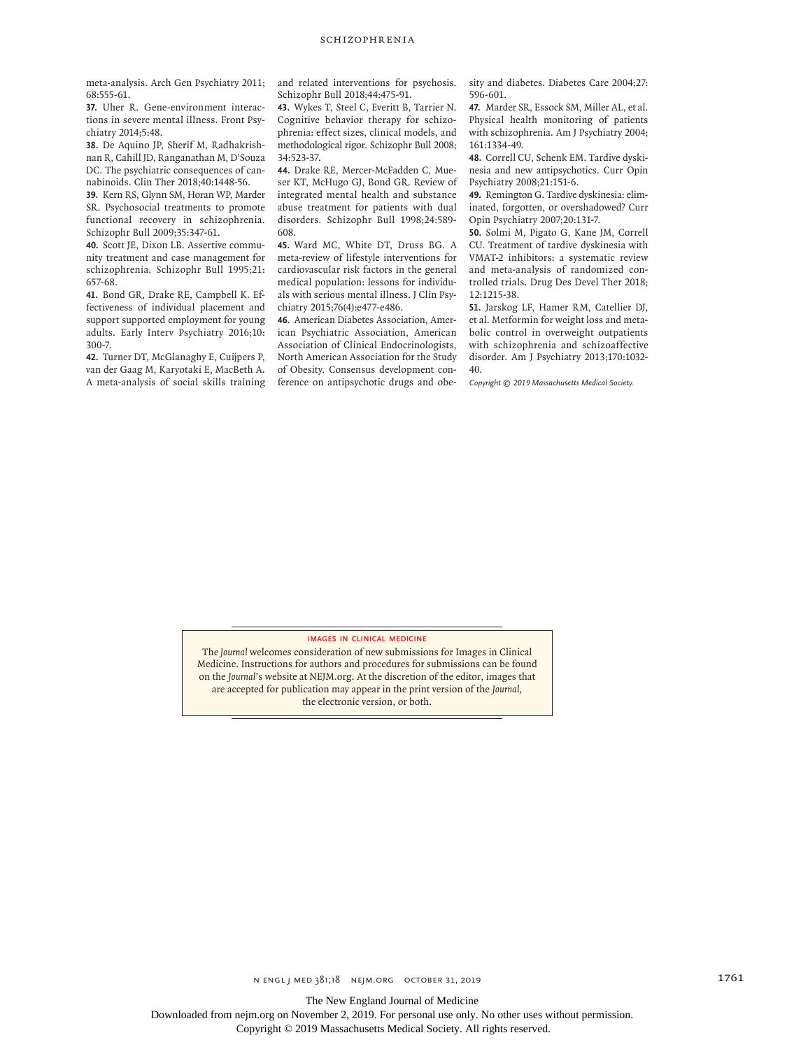meta-analysis. Arch Gen Psychiatry 2011; 68:555-61.

**37.** Uher R. Gene-environment interactions in severe mental illness. Front Psychiatry 2014;5:48.

**38.** De Aquino JP, Sherif M, Radhakrishnan R, Cahill JD, Ranganathan M, D'Souza DC. The psychiatric consequences of cannabinoids. Clin Ther 2018;40:1448-56.

**39.** Kern RS, Glynn SM, Horan WP, Marder SR. Psychosocial treatments to promote functional recovery in schizophrenia. Schizophr Bull 2009;35:347-61.

**40.** Scott JE, Dixon LB. Assertive community treatment and case management for schizophrenia. Schizophr Bull 1995;21: 657-68.

**41.** Bond GR, Drake RE, Campbell K. Effectiveness of individual placement and support supported employment for young adults. Early Interv Psychiatry 2016;10: 300-7.

**42.** Turner DT, McGlanaghy E, Cuijpers P, van der Gaag M, Karyotaki E, MacBeth A. A meta-analysis of social skills training and related interventions for psychosis. Schizophr Bull 2018;44:475-91.

**43.** Wykes T, Steel C, Everitt B, Tarrier N. Cognitive behavior therapy for schizophrenia: effect sizes, clinical models, and methodological rigor. Schizophr Bull 2008; 34:523-37.

**44.** Drake RE, Mercer-McFadden C, Mueser KT, McHugo GJ, Bond GR. Review of integrated mental health and substance abuse treatment for patients with dual disorders. Schizophr Bull 1998;24:589-608.

**45.** Ward MC, White DT, Druss BG. A meta-review of lifestyle interventions for cardiovascular risk factors in the general medical population: lessons for individuals with serious mental illness. J Clin Psychiatry 2015;76(4):e477-e486.

**46.** American Diabetes Association, American Psychiatric Association, American Association of Clinical Endocrinologists, North American Association for the Study of Obesity. Consensus development conference on antipsychotic drugs and obesity and diabetes. Diabetes Care 2004;27: 596-601.

**47.** Marder SR, Essock SM, Miller AL, et al. Physical health monitoring of patients with schizophrenia. Am J Psychiatry 2004; 161:1334-49.

**48.** Correll CU, Schenk EM. Tardive dyskinesia and new antipsychotics. Curr Opin Psychiatry 2008;21:151-6.

**49.** Remington G. Tardive dyskinesia: eliminated, forgotten, or overshadowed? Curr Opin Psychiatry 2007;20:131-7.

**50.** Solmi M, Pigato G, Kane JM, Correll CU. Treatment of tardive dyskinesia with VMAT-2 inhibitors: a systematic review and meta-analysis of randomized controlled trials. Drug Des Devel Ther 2018; 12:1215-38.

**51.** Jarskog LF, Hamer RM, Catellier DJ, et al. Metformin for weight loss and metabolic control in overweight outpatients with schizophrenia and schizoaffective disorder. Am J Psychiatry 2013;170:1032-40.

*Copyright © 2019 Massachusetts Medical Society.*

**IMAGES IN CLINICAL MEDICINE**

The *Journal* welcomes consideration of new submissions for Images in Clinical Medicine. Instructions for authors and procedures for submissions can be found on the *Journal*'s website at NEJM.org. At the discretion of the editor, images that are accepted for publication may appear in the print version of the *Journal*, the electronic version, or both.